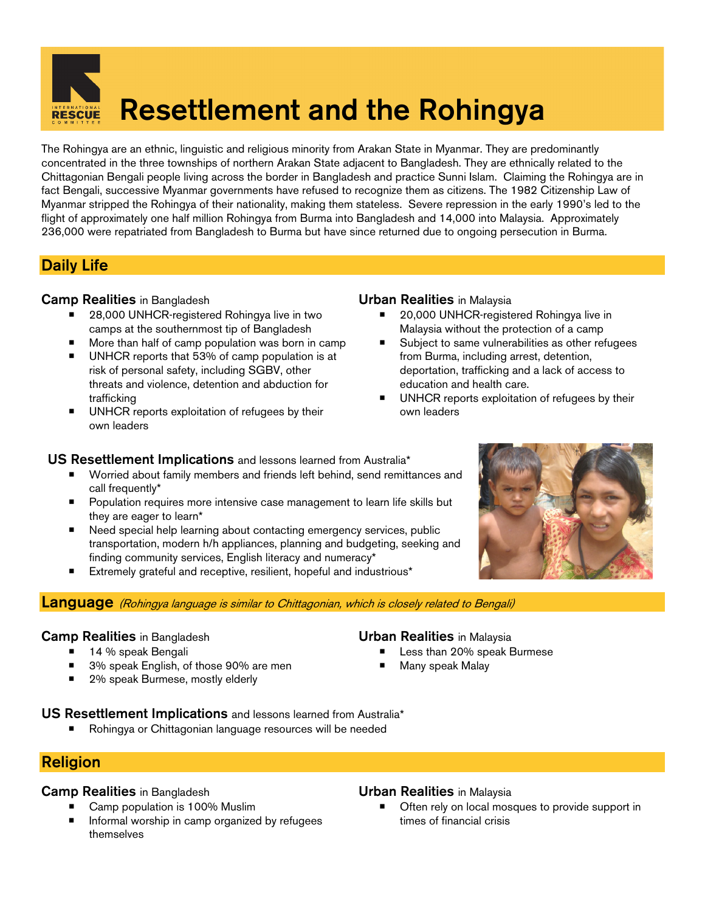# Resettlement and the Rohingya

The Rohingya are an ethnic, linguistic and religious minority from Arakan State in Myanmar. They are predominantly concentrated in the three townships of northern Arakan State adjacent to Bangladesh. They are ethnically related to the Chittagonian Bengali people living across the border in Bangladesh and practice Sunni Islam. Claiming the Rohingya are in fact Bengali, successive Myanmar governments have refused to recognize them as citizens. The 1982 Citizenship Law of Myanmar stripped the Rohingya of their nationality, making them stateless. Severe repression in the early 1990's led to the flight of approximately one half million Rohingya from Burma into Bangladesh and 14,000 into Malaysia. Approximately 236,000 were repatriated from Bangladesh to Burma but have since returned due to ongoing persecution in Burma.

## Daily Life

### Camp Realities in Bangladesh

- 28,000 UNHCR-registered Rohingya live in two camps at the southernmost tip of Bangladesh
- More than half of camp population was born in camp
- UNHCR reports that 53% of camp population is at risk of personal safety, including SGBV, other threats and violence, detention and abduction for trafficking
- UNHCR reports exploitation of refugees by their own leaders

### Urban Realities in Malaysia

- 20,000 UNHCR-registered Rohingya live in Malaysia without the protection of a camp
- Subject to same vulnerabilities as other refugees from Burma, including arrest, detention, deportation, trafficking and a lack of access to education and health care.
- UNHCR reports exploitation of refugees by their own leaders

### US Resettlement Implications and lessons learned from Australia*

- Worried about family members and friends left behind, send remittances and call frequently*
- Population requires more intensive case management to learn life skills but they are eager to learn*
- Need special help learning about contacting emergency services, public transportation, modern h/h appliances, planning and budgeting, seeking and finding community services, English literacy and numeracy*
- Extremely grateful and receptive, resilient, hopeful and industrious*

## Language *(Rohingya language is similar to Chittagonian, which is closely related to Bengali)*

### Camp Realities in Bangladesh

- 14 % speak Bengali
- 3% speak English, of those 90% are men
- 2% speak Burmese, mostly elderly

### Urban Realities in Malaysia

- Less than 20% speak Burmese
- Many speak Malay

### US Resettlement Implications and lessons learned from Australia*

- Rohingya or Chittagonian language resources will be needed

## Religion

### Camp Realities in Bangladesh

- Camp population is 100% Muslim
- Informal worship in camp organized by refugees themselves

### Urban Realities in Malaysia

- Often rely on local mosques to provide support in times of financial crisis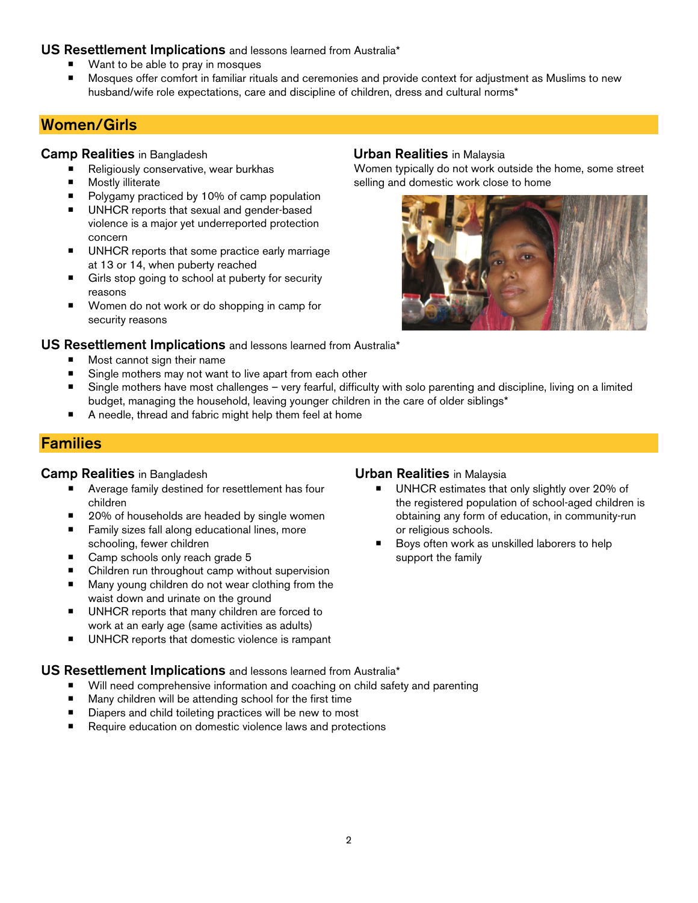**US Resettlement Implications** and lessons learned from Australia*

- Want to be able to pray in mosques
- Mosques offer comfort in familiar rituals and ceremonies and provide context for adjustment as Muslims to new husband/wife role expectations, care and discipline of children, dress and cultural norms*

## Women/Girls

### Camp Realities in Bangladesh

- Religiously conservative, wear burkhas
- Mostly illiterate
- Polygamy practiced by 10% of camp population
- UNHCR reports that sexual and gender-based violence is a major yet underreported protection concern
- UNHCR reports that some practice early marriage at 13 or 14, when puberty reached
- Girls stop going to school at puberty for security reasons
- Women do not work or do shopping in camp for security reasons

### Urban Realities in Malaysia

Women typically do not work outside the home, some street selling and domestic work close to home

### US Resettlement Implications and lessons learned from Australia*

- Most cannot sign their name
- Single mothers may not want to live apart from each other
- Single mothers have most challenges – very fearful, difficulty with solo parenting and discipline, living on a limited budget, managing the household, leaving younger children in the care of older siblings*
- A needle, thread and fabric might help them feel at home

## Families

### Camp Realities in Bangladesh

- Average family destined for resettlement has four children
- 20% of households are headed by single women
- Family sizes fall along educational lines, more schooling, fewer children
- Camp schools only reach grade 5
- Children run throughout camp without supervision
- Many young children do not wear clothing from the waist down and urinate on the ground
- UNHCR reports that many children are forced to work at an early age (same activities as adults)
- UNHCR reports that domestic violence is rampant

### Urban Realities in Malaysia

- UNHCR estimates that only slightly over 20% of the registered population of school-aged children is obtaining any form of education, in community-run or religious schools.
- Boys often work as unskilled laborers to help support the family

### US Resettlement Implications and lessons learned from Australia*

- Will need comprehensive information and coaching on child safety and parenting
- Many children will be attending school for the first time
- Diapers and child toileting practices will be new to most
- Require education on domestic violence laws and protections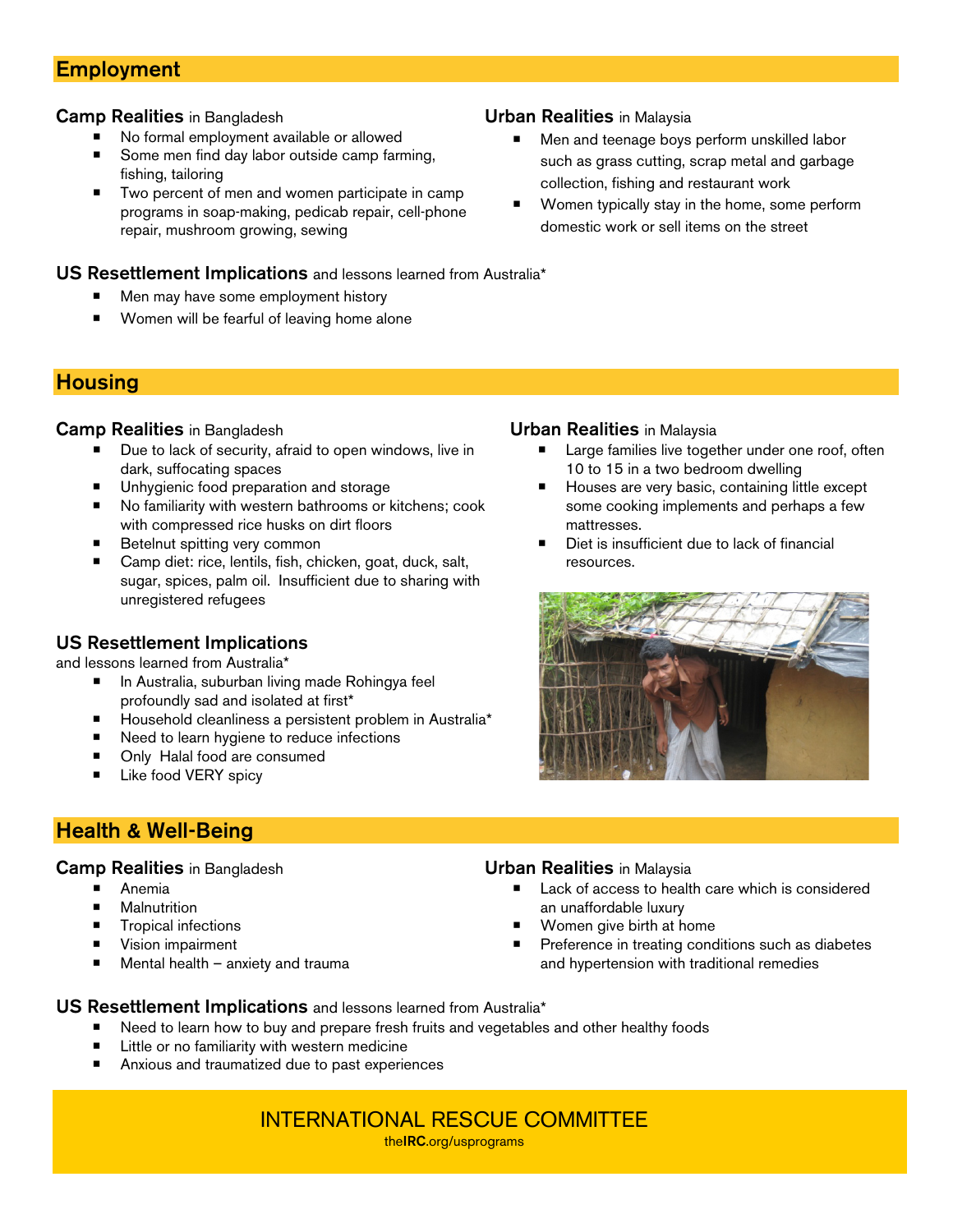## Employment

### Camp Realities in Bangladesh

- No formal employment available or allowed
- Some men find day labor outside camp farming, fishing, tailoring
- Two percent of men and women participate in camp programs in soap-making, pedicab repair, cell-phone repair, mushroom growing, sewing

### Urban Realities in Malaysia

- Men and teenage boys perform unskilled labor such as grass cutting, scrap metal and garbage collection, fishing and restaurant work
- Women typically stay in the home, some perform domestic work or sell items on the street

### US Resettlement Implications and lessons learned from Australia*

- Men may have some employment history
- Women will be fearful of leaving home alone

## Housing

### Camp Realities in Bangladesh

- Due to lack of security, afraid to open windows, live in dark, suffocating spaces
- Unhygienic food preparation and storage
- No familiarity with western bathrooms or kitchens; cook with compressed rice husks on dirt floors
- Betelnut spitting very common
- Camp diet: rice, lentils, fish, chicken, goat, duck, salt, sugar, spices, palm oil. Insufficient due to sharing with unregistered refugees

### Urban Realities in Malaysia

- Large families live together under one roof, often 10 to 15 in a two bedroom dwelling
- Houses are very basic, containing little except some cooking implements and perhaps a few mattresses.
- Diet is insufficient due to lack of financial resources.

### US Resettlement Implications and lessons learned from Australia*

- In Australia, suburban living made Rohingya feel profoundly sad and isolated at first*
- Household cleanliness a persistent problem in Australia*
- Need to learn hygiene to reduce infections
- Only Halal food are consumed
- Like food VERY spicy

## Health & Well-Being

### Camp Realities in Bangladesh

- Anemia
- Malnutrition
- Tropical infections
- Vision impairment
- Mental health – anxiety and trauma

### Urban Realities in Malaysia

- Lack of access to health care which is considered an unaffordable luxury
- Women give birth at home
- Preference in treating conditions such as diabetes and hypertension with traditional remedies

### US Resettlement Implications and lessons learned from Australia*

- Need to learn how to buy and prepare fresh fruits and vegetables and other healthy foods
- Little or no familiarity with western medicine
- Anxious and traumatized due to past experiences

INTERNATIONAL RESCUE COMMITTEE
theIRC.org/usprograms